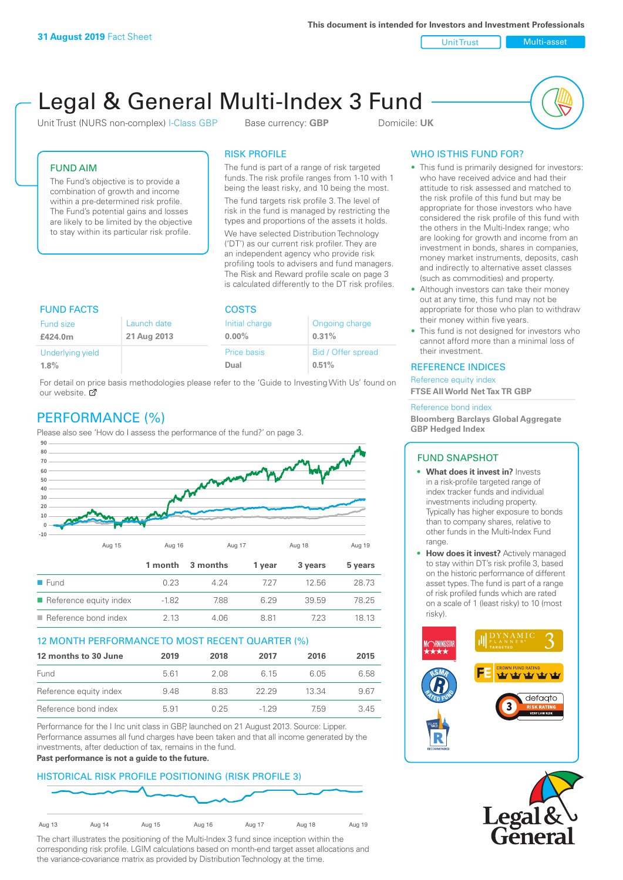**31 August 2019** Fact Sheet

This document is intended for Investors and Investment Professionals

Unit Trust | Multi-asset

# Legal & General Multi-Index 3 Fund

Unit Trust (NURS non-complex) I-Class GBP    Base currency: **GBP**    Domicile: **UK**

## FUND AIM

The Fund's objective is to provide a combination of growth and income within a pre-determined risk profile. The Fund's potential gains and losses are likely to be limited by the objective to stay within its particular risk profile.

## RISK PROFILE

The fund is part of a range of risk targeted funds. The risk profile ranges from 1-10 with 1 being the least risky, and 10 being the most.

The fund targets risk profile 3. The level of risk in the fund is managed by restricting the types and proportions of the assets it holds.

We have selected Distribution Technology ('DT') as our current risk profiler. They are an independent agency who provide risk profiling tools to advisers and fund managers. The Risk and Reward profile scale on page 3 is calculated differently to the DT risk profiles.

## WHO IS THIS FUND FOR?

- This fund is primarily designed for investors: who have received advice and had their attitude to risk assessed and matched to the risk profile of this fund but may be appropriate for those investors who have considered the risk profile of this fund with the others in the Multi-Index range; who are looking for growth and income from an investment in bonds, shares in companies, money market instruments, deposits, cash and indirectly to alternative asset classes (such as commodities) and property.
- Although investors can take their money out at any time, this fund may not be appropriate for those who plan to withdraw their money within five years.
- This fund is not designed for investors who cannot afford more than a minimal loss of their investment.

## FUND FACTS

| Fund size | Launch date |
|---|---|
| **£424.0m** | **21 Aug 2013** |
| Underlying yield | |
| **1.8%** | |

## COSTS

| Initial charge | Ongoing charge |
|---|---|
| **0.00%** | **0.31%** |
| Price basis | Bid / Offer spread |
| **Dual** | **0.51%** |

For detail on price basis methodologies please refer to the 'Guide to Investing With Us' found on our website.

## REFERENCE INDICES

Reference equity index
**FTSE All World Net Tax TR GBP**

Reference bond index
**Bloomberg Barclays Global Aggregate GBP Hedged Index**

## PERFORMANCE (%)

Please also see 'How do I assess the performance of the fund?' on page 3.

| | 1 month | 3 months | 1 year | 3 years | 5 years |
|---|---|---|---|---|---|
| Fund | 0.23 | 4.24 | 7.27 | 12.56 | 28.73 |
| Reference equity index | -1.82 | 7.88 | 6.29 | 39.59 | 78.25 |
| Reference bond index | 2.13 | 4.06 | 8.81 | 7.23 | 18.13 |

## 12 MONTH PERFORMANCE TO MOST RECENT QUARTER (%)

| 12 months to 30 June | 2019 | 2018 | 2017 | 2016 | 2015 |
|---|---|---|---|---|---|
| Fund | 5.61 | 2.08 | 6.15 | 6.05 | 6.58 |
| Reference equity index | 9.48 | 8.83 | 22.29 | 13.34 | 9.67 |
| Reference bond index | 5.91 | 0.25 | -1.29 | 7.59 | 3.45 |

Performance for the I Inc unit class in GBP, launched on 21 August 2013. Source: Lipper. Performance assumes all fund charges have been taken and that all income generated by the investments, after deduction of tax, remains in the fund.

**Past performance is not a guide to the future.**

## FUND SNAPSHOT

- **What does it invest in?** Invests in a risk-profile targeted range of index tracker funds and individual investments including property. Typically has higher exposure to bonds than to company shares, relative to other funds in the Multi-Index Fund range.
- **How does it invest?** Actively managed to stay within DT's risk profile 3, based on the historic performance of different asset types. The fund is part of a range of risk profiled funds which are rated on a scale of 1 (least risky) to 10 (most risky).

## HISTORICAL RISK PROFILE POSITIONING (RISK PROFILE 3)

The chart illustrates the positioning of the Multi-Index 3 fund since inception within the corresponding risk profile. LGIM calculations based on month-end target asset allocations and the variance-covariance matrix as provided by Distribution Technology at the time.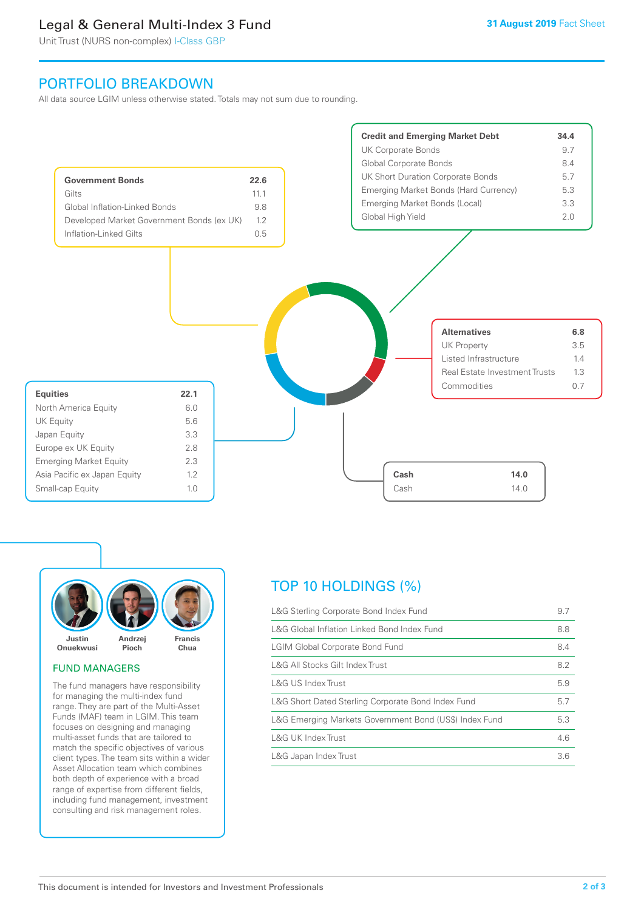# Legal & General Multi-Index 3 Fund

Unit Trust (NURS non-complex) I-Class GBP

31 August 2019 Fact Sheet

## PORTFOLIO BREAKDOWN

All data source LGIM unless otherwise stated. Totals may not sum due to rounding.

| Government Bonds | 22.6 |
|---|---|
| Gilts | 11.1 |
| Global Inflation-Linked Bonds | 9.8 |
| Developed Market Government Bonds (ex UK) | 1.2 |
| Inflation-Linked Gilts | 0.5 |

| Credit and Emerging Market Debt | 34.4 |
|---|---|
| UK Corporate Bonds | 9.7 |
| Global Corporate Bonds | 8.4 |
| UK Short Duration Corporate Bonds | 5.7 |
| Emerging Market Bonds (Hard Currency) | 5.3 |
| Emerging Market Bonds (Local) | 3.3 |
| Global High Yield | 2.0 |

| Alternatives | 6.8 |
|---|---|
| UK Property | 3.5 |
| Listed Infrastructure | 1.4 |
| Real Estate Investment Trusts | 1.3 |
| Commodities | 0.7 |

| Equities | 22.1 |
|---|---|
| North America Equity | 6.0 |
| UK Equity | 5.6 |
| Japan Equity | 3.3 |
| Europe ex UK Equity | 2.8 |
| Emerging Market Equity | 2.3 |
| Asia Pacific ex Japan Equity | 1.2 |
| Small-cap Equity | 1.0 |

| Cash | 14.0 |
|---|---|
| Cash | 14.0 |

Justin Onuekwusi, Andrzej Pioch, Francis Chua

## FUND MANAGERS

The fund managers have responsibility for managing the multi-index fund range. They are part of the Multi-Asset Funds (MAF) team in LGIM. This team focuses on designing and managing multi-asset funds that are tailored to match the specific objectives of various client types. The team sits within a wider Asset Allocation team which combines both depth of experience with a broad range of expertise from different fields, including fund management, investment consulting and risk management roles.

## TOP 10 HOLDINGS (%)

| Holding | % |
|---|---|
| L&G Sterling Corporate Bond Index Fund | 9.7 |
| L&G Global Inflation Linked Bond Index Fund | 8.8 |
| LGIM Global Corporate Bond Fund | 8.4 |
| L&G All Stocks Gilt Index Trust | 8.2 |
| L&G US Index Trust | 5.9 |
| L&G Short Dated Sterling Corporate Bond Index Fund | 5.7 |
| L&G Emerging Markets Government Bond (US$) Index Fund | 5.3 |
| L&G UK Index Trust | 4.6 |
| L&G Japan Index Trust | 3.6 |

This document is intended for Investors and Investment Professionals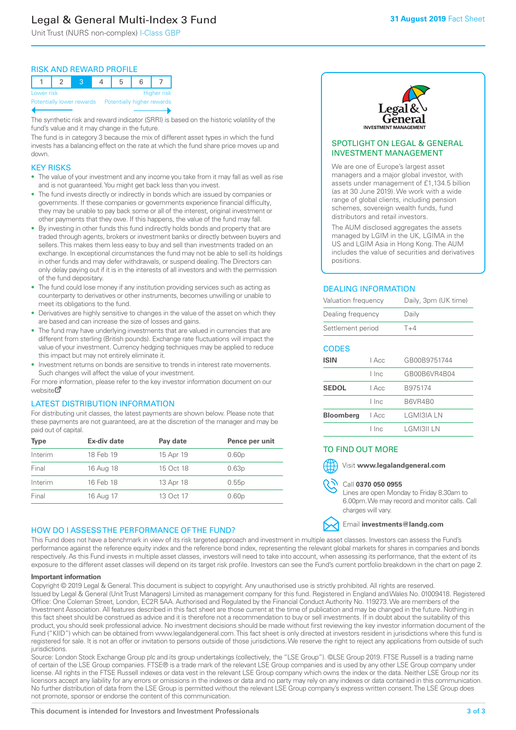# Legal & General Multi-Index 3 Fund

Unit Trust (NURS non-complex) I-Class GBP

**31 August 2019** Fact Sheet

## RISK AND REWARD PROFILE

| 1 | 2 | 3 | 4 | 5 | 6 | 7 |
|---|---|---|---|---|---|---|

Lower risk — Higher risk

Potentially lower rewards — Potentially higher rewards

The synthetic risk and reward indicator (SRRI) is based on the historic volatility of the fund's value and it may change in the future.

The fund is in category 3 because the mix of different asset types in which the fund invests has a balancing effect on the rate at which the fund share price moves up and down.

## KEY RISKS

- The value of your investment and any income you take from it may fall as well as rise and is not guaranteed. You might get back less than you invest.
- The fund invests directly or indirectly in bonds which are issued by companies or governments. If these companies or governments experience financial difficulty, they may be unable to pay back some or all of the interest, original investment or other payments that they owe. If this happens, the value of the fund may fall.
- By investing in other funds this fund indirectly holds bonds and property that are traded through agents, brokers or investment banks or directly between buyers and sellers. This makes them less easy to buy and sell than investments traded on an exchange. In exceptional circumstances the fund may not be able to sell its holdings in other funds and may defer withdrawals, or suspend dealing. The Directors can only delay paying out if it is in the interests of all investors and with the permission of the fund depositary.
- The fund could lose money if any institution providing services such as acting as counterparty to derivatives or other instruments, becomes unwilling or unable to meet its obligations to the fund.
- Derivatives are highly sensitive to changes in the value of the asset on which they are based and can increase the size of losses and gains.
- The fund may have underlying investments that are valued in currencies that are different from sterling (British pounds). Exchange rate fluctuations will impact the value of your investment. Currency hedging techniques may be applied to reduce this impact but may not entirely eliminate it.
- Investment returns on bonds are sensitive to trends in interest rate movements. Such changes will affect the value of your investment.

For more information, please refer to the key investor information document on our website

## LATEST DISTRIBUTION INFORMATION

For distributing unit classes, the latest payments are shown below. Please note that these payments are not guaranteed, are at the discretion of the manager and may be paid out of capital.

| Type | Ex-div date | Pay date | Pence per unit |
|---|---|---|---|
| Interim | 18 Feb 19 | 15 Apr 19 | 0.60p |
| Final | 16 Aug 18 | 15 Oct 18 | 0.63p |
| Interim | 16 Feb 18 | 13 Apr 18 | 0.55p |
| Final | 16 Aug 17 | 13 Oct 17 | 0.60p |

## SPOTLIGHT ON LEGAL & GENERAL INVESTMENT MANAGEMENT

We are one of Europe's largest asset managers and a major global investor, with assets under management of £1,134.5 billion (as at 30 June 2019). We work with a wide range of global clients, including pension schemes, sovereign wealth funds, fund distributors and retail investors.

The AUM disclosed aggregates the assets managed by LGIM in the UK, LGIMA in the US and LGIM Asia in Hong Kong. The AUM includes the value of securities and derivatives positions.

## DEALING INFORMATION

| | |
|---|---|
| Valuation frequency | Daily, 3pm (UK time) |
| Dealing frequency | Daily |
| Settlement period | T+4 |

## CODES

| | | |
|---|---|---|
| **ISIN** | I Acc | GB00B9751744 |
| | I Inc | GB00B6VR4B04 |
| **SEDOL** | I Acc | B975174 |
| | I Inc | B6VR4B0 |
| **Bloomberg** | I Acc | LGMI3IA LN |
| | I Inc | LGMI3II LN |

## TO FIND OUT MORE

Visit **www.legalandgeneral.com**

Call **0370 050 0955**
Lines are open Monday to Friday 8.30am to 6.00pm. We may record and monitor calls. Call charges will vary.

Email **investments@landg.com**

## HOW DO I ASSESS THE PERFORMANCE OF THE FUND?

This Fund does not have a benchmark in view of its risk targeted approach and investment in multiple asset classes. Investors can assess the Fund's performance against the reference equity index and the reference bond index, representing the relevant global markets for shares in companies and bonds respectively. As this Fund invests in multiple asset classes, investors will need to take into account, when assessing its performance, that the extent of its exposure to the different asset classes will depend on its target risk profile. Investors can see the Fund's current portfolio breakdown in the chart on page 2.

### Important information

Copyright © 2019 Legal & General. This document is subject to copyright. Any unauthorised use is strictly prohibited. All rights are reserved.

Issued by Legal & General (Unit Trust Managers) Limited as management company for this fund. Registered in England and Wales No. 01009418. Registered Office: One Coleman Street, London, EC2R 5AA. Authorised and Regulated by the Financial Conduct Authority No. 119273. We are members of the Investment Association. All features described in this fact sheet are those current at the time of publication and may be changed in the future. Nothing in this fact sheet should be construed as advice and it is therefore not a recommendation to buy or sell investments. If in doubt about the suitability of this product, you should seek professional advice. No investment decisions should be made without first reviewing the key investor information document of the Fund ("KIID") which can be obtained from www.legalandgeneral.com. This fact sheet is only directed at investors resident in jurisdictions where this fund is registered for sale. It is not an offer or invitation to persons outside of those jurisdictions. We reserve the right to reject any applications from outside of such jurisdictions.

Source: London Stock Exchange Group plc and its group undertakings (collectively, the "LSE Group"). ©LSE Group 2019. FTSE Russell is a trading name of certain of the LSE Group companies. FTSE® is a trade mark of the relevant LSE Group companies and is used by any other LSE Group company under license. All rights in the FTSE Russell indexes or data vest in the relevant LSE Group company which owns the index or the data. Neither LSE Group nor its licensors accept any liability for any errors or omissions in the indexes or data and no party may rely on any indexes or data contained in this communication. No further distribution of data from the LSE Group is permitted without the relevant LSE Group company's express written consent. The LSE Group does not promote, sponsor or endorse the content of this communication.

This document is intended for Investors and Investment Professionals